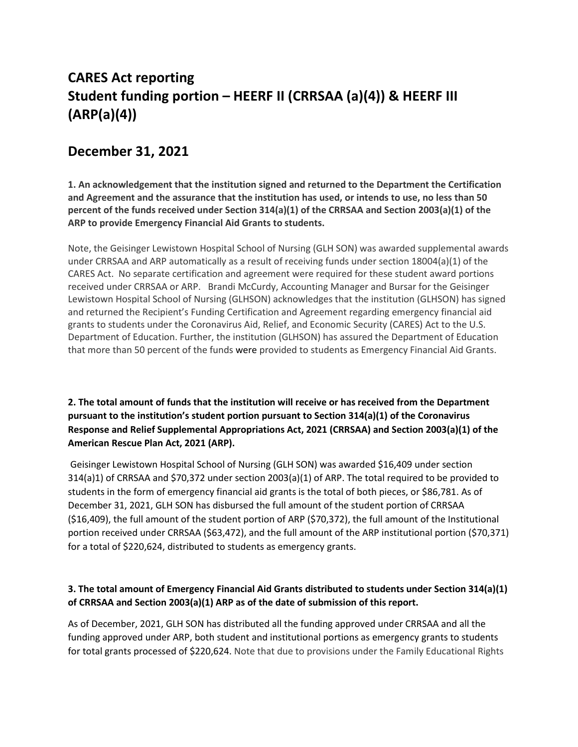# CARES Act reporting
# Student funding portion – HEERF II (CRRSAA (a)(4)) & HEERF III (ARP(a)(4))

## December 31, 2021

**1. An acknowledgement that the institution signed and returned to the Department the Certification and Agreement and the assurance that the institution has used, or intends to use, no less than 50 percent of the funds received under Section 314(a)(1) of the CRRSAA and Section 2003(a)(1) of the ARP to provide Emergency Financial Aid Grants to students.**

Note, the Geisinger Lewistown Hospital School of Nursing (GLH SON) was awarded supplemental awards under CRRSAA and ARP automatically as a result of receiving funds under section 18004(a)(1) of the CARES Act. No separate certification and agreement were required for these student award portions received under CRRSAA or ARP. Brandi McCurdy, Accounting Manager and Bursar for the Geisinger Lewistown Hospital School of Nursing (GLHSON) acknowledges that the institution (GLHSON) has signed and returned the Recipient's Funding Certification and Agreement regarding emergency financial aid grants to students under the Coronavirus Aid, Relief, and Economic Security (CARES) Act to the U.S. Department of Education. Further, the institution (GLHSON) has assured the Department of Education that more than 50 percent of the funds were provided to students as Emergency Financial Aid Grants.

**2. The total amount of funds that the institution will receive or has received from the Department pursuant to the institution's student portion pursuant to Section 314(a)(1) of the Coronavirus Response and Relief Supplemental Appropriations Act, 2021 (CRRSAA) and Section 2003(a)(1) of the American Rescue Plan Act, 2021 (ARP).**

Geisinger Lewistown Hospital School of Nursing (GLH SON) was awarded $16,409 under section 314(a)1) of CRRSAA and $70,372 under section 2003(a)(1) of ARP. The total required to be provided to students in the form of emergency financial aid grants is the total of both pieces, or $86,781. As of December 31, 2021, GLH SON has disbursed the full amount of the student portion of CRRSAA ($16,409), the full amount of the student portion of ARP ($70,372), the full amount of the Institutional portion received under CRRSAA ($63,472), and the full amount of the ARP institutional portion ($70,371) for a total of $220,624, distributed to students as emergency grants.

**3. The total amount of Emergency Financial Aid Grants distributed to students under Section 314(a)(1) of CRRSAA and Section 2003(a)(1) ARP as of the date of submission of this report.**

As of December, 2021, GLH SON has distributed all the funding approved under CRRSAA and all the funding approved under ARP, both student and institutional portions as emergency grants to students for total grants processed of $220,624. Note that due to provisions under the Family Educational Rights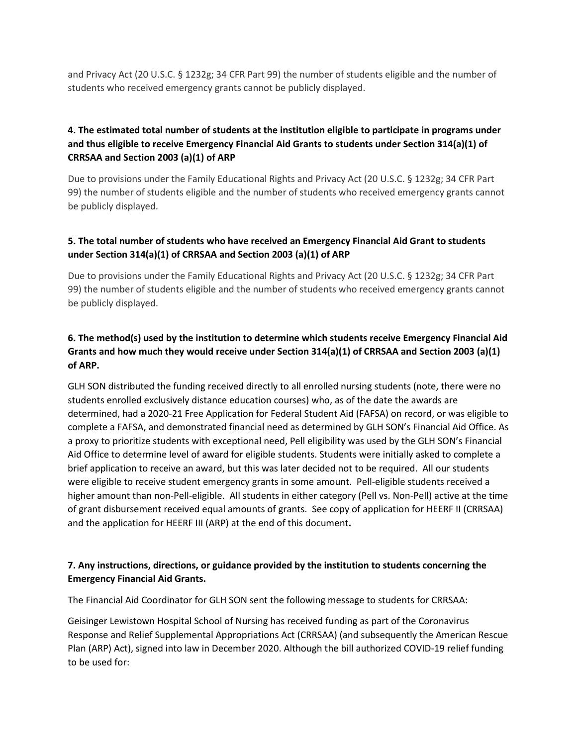and Privacy Act (20 U.S.C. § 1232g; 34 CFR Part 99) the number of students eligible and the number of students who received emergency grants cannot be publicly displayed.

### 4. The estimated total number of students at the institution eligible to participate in programs under and thus eligible to receive Emergency Financial Aid Grants to students under Section 314(a)(1) of CRRSAA and Section 2003 (a)(1) of ARP

Due to provisions under the Family Educational Rights and Privacy Act (20 U.S.C. § 1232g; 34 CFR Part 99) the number of students eligible and the number of students who received emergency grants cannot be publicly displayed.

### 5. The total number of students who have received an Emergency Financial Aid Grant to students under Section 314(a)(1) of CRRSAA and Section 2003 (a)(1) of ARP

Due to provisions under the Family Educational Rights and Privacy Act (20 U.S.C. § 1232g; 34 CFR Part 99) the number of students eligible and the number of students who received emergency grants cannot be publicly displayed.

### 6. The method(s) used by the institution to determine which students receive Emergency Financial Aid Grants and how much they would receive under Section 314(a)(1) of CRRSAA and Section 2003 (a)(1) of ARP.

GLH SON distributed the funding received directly to all enrolled nursing students (note, there were no students enrolled exclusively distance education courses) who, as of the date the awards are determined, had a 2020-21 Free Application for Federal Student Aid (FAFSA) on record, or was eligible to complete a FAFSA, and demonstrated financial need as determined by GLH SON's Financial Aid Office. As a proxy to prioritize students with exceptional need, Pell eligibility was used by the GLH SON's Financial Aid Office to determine level of award for eligible students. Students were initially asked to complete a brief application to receive an award, but this was later decided not to be required. All our students were eligible to receive student emergency grants in some amount. Pell-eligible students received a higher amount than non-Pell-eligible. All students in either category (Pell vs. Non-Pell) active at the time of grant disbursement received equal amounts of grants. See copy of application for HEERF II (CRRSAA) and the application for HEERF III (ARP) at the end of this document**.**

### 7. Any instructions, directions, or guidance provided by the institution to students concerning the Emergency Financial Aid Grants.

The Financial Aid Coordinator for GLH SON sent the following message to students for CRRSAA:

Geisinger Lewistown Hospital School of Nursing has received funding as part of the Coronavirus Response and Relief Supplemental Appropriations Act (CRRSAA) (and subsequently the American Rescue Plan (ARP) Act), signed into law in December 2020. Although the bill authorized COVID-19 relief funding to be used for: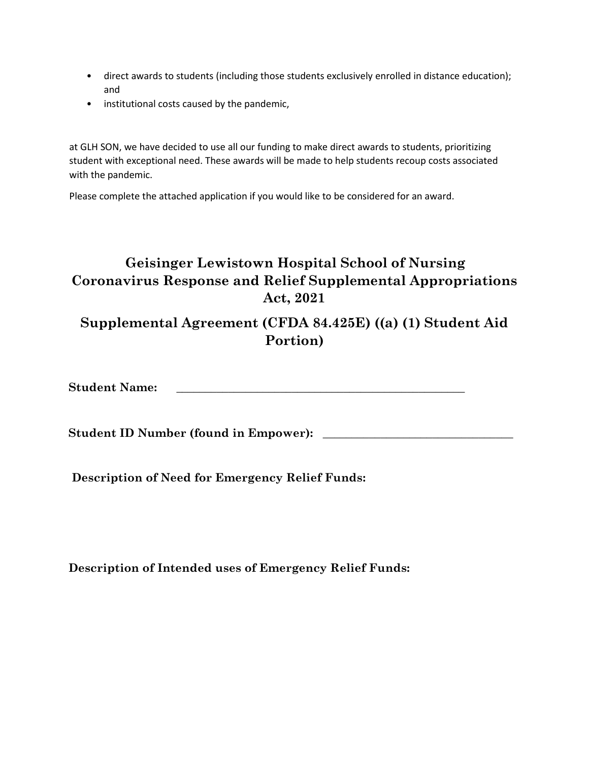- direct awards to students (including those students exclusively enrolled in distance education); and
- institutional costs caused by the pandemic,

at GLH SON, we have decided to use all our funding to make direct awards to students, prioritizing student with exceptional need. These awards will be made to help students recoup costs associated with the pandemic.

Please complete the attached application if you would like to be considered for an award.

# Geisinger Lewistown Hospital School of Nursing Coronavirus Response and Relief Supplemental Appropriations Act, 2021

## Supplemental Agreement (CFDA 84.425E) ((a) (1) Student Aid Portion)

**Student Name:** ______________________________________________

**Student ID Number (found in Empower):** ______________________________

**Description of Need for Emergency Relief Funds:**

**Description of Intended uses of Emergency Relief Funds:**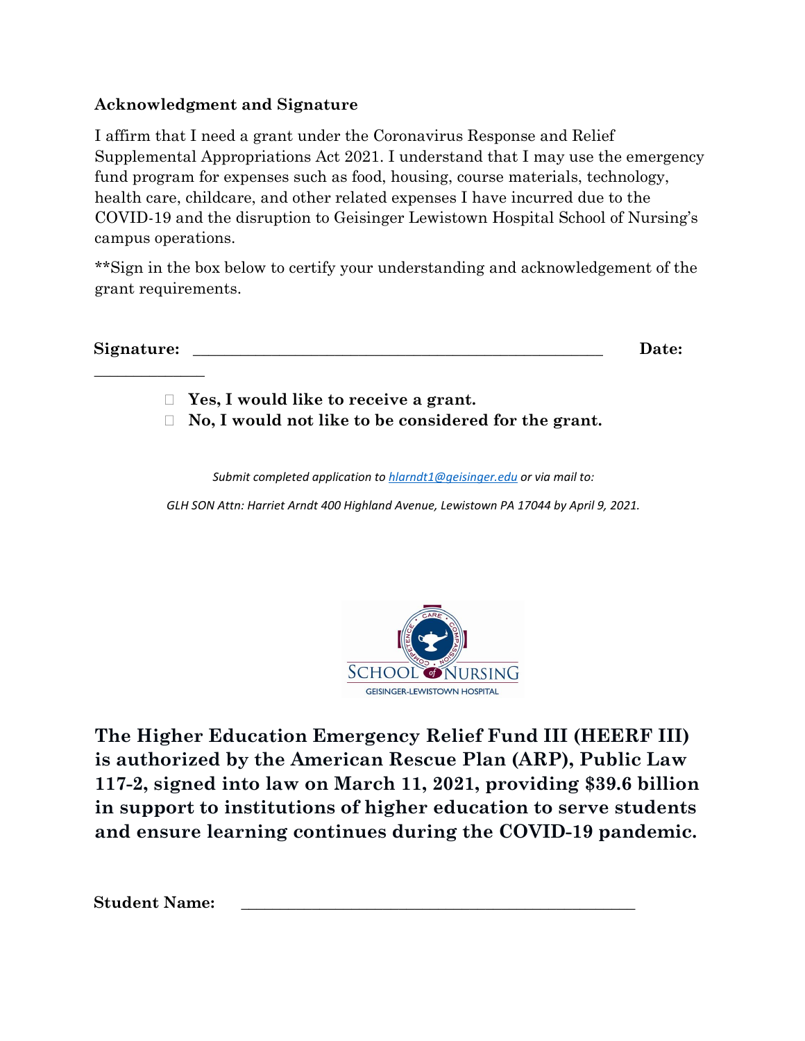**Acknowledgment and Signature**

I affirm that I need a grant under the Coronavirus Response and Relief Supplemental Appropriations Act 2021. I understand that I may use the emergency fund program for expenses such as food, housing, course materials, technology, health care, childcare, and other related expenses I have incurred due to the COVID-19 and the disruption to Geisinger Lewistown Hospital School of Nursing's campus operations.

**Sign in the box below to certify your understanding and acknowledgement of the grant requirements.

**Signature:** ______________________________________________________ **Date:** ______________

- ☐ **Yes, I would like to receive a grant.**
- ☐ **No, I would not like to be considered for the grant.**

*Submit completed application to hlarndt1@geisinger.edu or via mail to:*

*GLH SON Attn: Harriet Arndt 400 Highland Avenue, Lewistown PA 17044 by April 9, 2021.*

CARE • COMPASSION • COMPETENCE

SCHOOL of NURSING

GEISINGER-LEWISTOWN HOSPITAL

**The Higher Education Emergency Relief Fund III (HEERF III) is authorized by the American Rescue Plan (ARP), Public Law 117-2, signed into law on March 11, 2021, providing $39.6 billion in support to institutions of higher education to serve students and ensure learning continues during the COVID-19 pandemic.**

**Student Name:** ____________________________________________________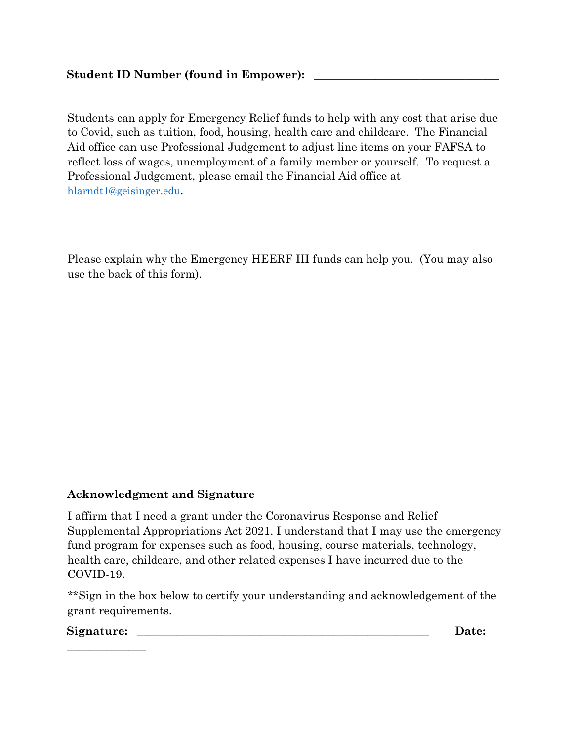**Student ID Number (found in Empower):** _______________________________

Students can apply for Emergency Relief funds to help with any cost that arise due to Covid, such as tuition, food, housing, health care and childcare. The Financial Aid office can use Professional Judgement to adjust line items on your FAFSA to reflect loss of wages, unemployment of a family member or yourself. To request a Professional Judgement, please email the Financial Aid office at [hlarndt1@geisinger.edu](mailto:hlarndt1@geisinger.edu).

Please explain why the Emergency HEERF III funds can help you. (You may also use the back of this form).

**Acknowledgment and Signature**

I affirm that I need a grant under the Coronavirus Response and Relief Supplemental Appropriations Act 2021. I understand that I may use the emergency fund program for expenses such as food, housing, course materials, technology, health care, childcare, and other related expenses I have incurred due to the COVID-19.

**Sign in the box below to certify your understanding and acknowledgement of the grant requirements.

**Signature:** _____________________________________________ **Date:** _____________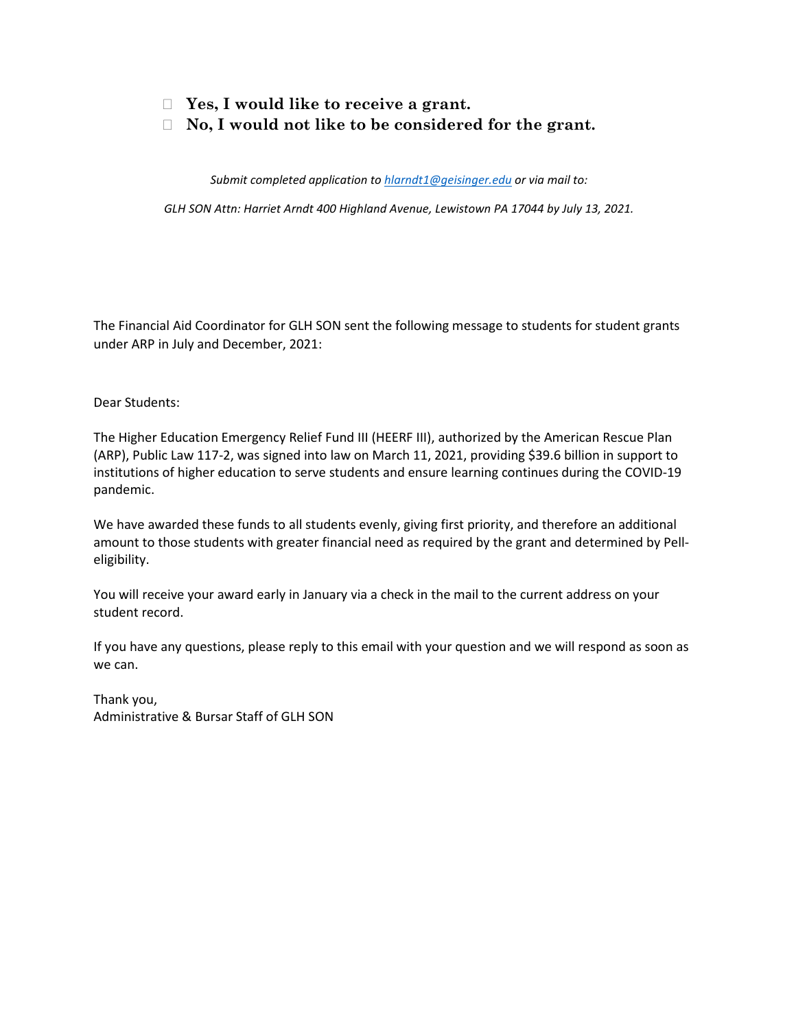- ☐ **Yes, I would like to receive a grant.**
- ☐ **No, I would not like to be considered for the grant.**

*Submit completed application to [hlarndt1@geisinger.edu](mailto:hlarndt1@geisinger.edu) or via mail to:*

*GLH SON Attn: Harriet Arndt 400 Highland Avenue, Lewistown PA 17044 by July 13, 2021.*

The Financial Aid Coordinator for GLH SON sent the following message to students for student grants under ARP in July and December, 2021:

Dear Students:

The Higher Education Emergency Relief Fund III (HEERF III), authorized by the American Rescue Plan (ARP), Public Law 117-2, was signed into law on March 11, 2021, providing $39.6 billion in support to institutions of higher education to serve students and ensure learning continues during the COVID-19 pandemic.

We have awarded these funds to all students evenly, giving first priority, and therefore an additional amount to those students with greater financial need as required by the grant and determined by Pell-eligibility.

You will receive your award early in January via a check in the mail to the current address on your student record.

If you have any questions, please reply to this email with your question and we will respond as soon as we can.

Thank you,
Administrative & Bursar Staff of GLH SON